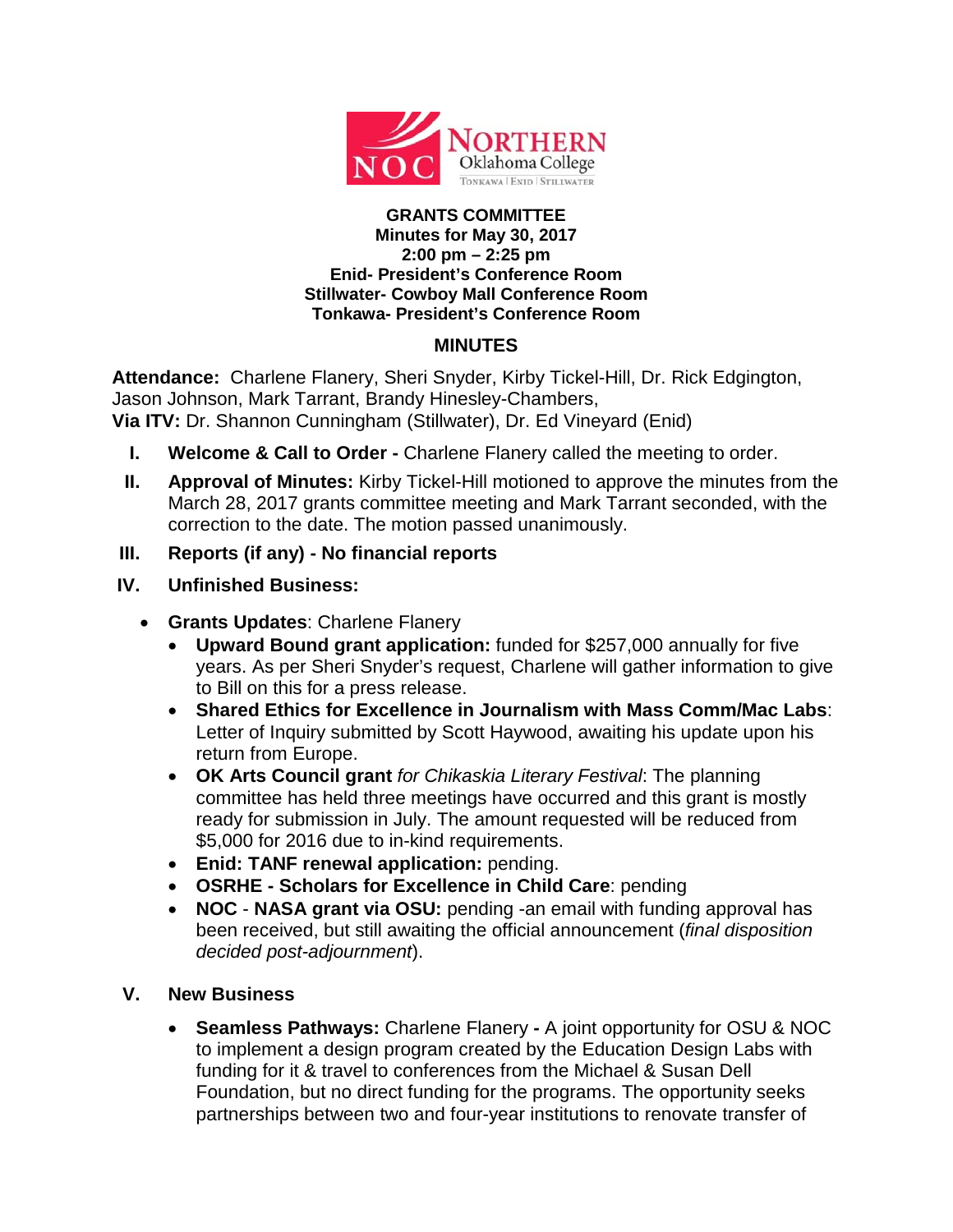**GRANTS COMMITTEE**
**Minutes for May 30, 2017**
**2:00 pm – 2:25 pm**
**Enid- President's Conference Room**
**Stillwater- Cowboy Mall Conference Room**
**Tonkawa- President's Conference Room**

## MINUTES

**Attendance:** Charlene Flanery, Sheri Snyder, Kirby Tickel-Hill, Dr. Rick Edgington, Jason Johnson, Mark Tarrant, Brandy Hinesley-Chambers,
**Via ITV:** Dr. Shannon Cunningham (Stillwater), Dr. Ed Vineyard (Enid)

I. **Welcome & Call to Order -** Charlene Flanery called the meeting to order.

II. **Approval of Minutes:** Kirby Tickel-Hill motioned to approve the minutes from the March 28, 2017 grants committee meeting and Mark Tarrant seconded, with the correction to the date. The motion passed unanimously.

III. **Reports (if any) - No financial reports**

IV. **Unfinished Business:**

- **Grants Updates**: Charlene Flanery
  - **Upward Bound grant application:** funded for $257,000 annually for five years. As per Sheri Snyder's request, Charlene will gather information to give to Bill on this for a press release.
  - **Shared Ethics for Excellence in Journalism with Mass Comm/Mac Labs**: Letter of Inquiry submitted by Scott Haywood, awaiting his update upon his return from Europe.
  - **OK Arts Council grant** *for Chikaskia Literary Festival*: The planning committee has held three meetings have occurred and this grant is mostly ready for submission in July. The amount requested will be reduced from $5,000 for 2016 due to in-kind requirements.
  - **Enid: TANF renewal application:** pending.
  - **OSRHE - Scholars for Excellence in Child Care**: pending
  - **NOC** - **NASA grant via OSU:** pending -an email with funding approval has been received, but still awaiting the official announcement (*final disposition decided post-adjournment*).

V. **New Business**

- **Seamless Pathways:** Charlene Flanery **-** A joint opportunity for OSU & NOC to implement a design program created by the Education Design Labs with funding for it & travel to conferences from the Michael & Susan Dell Foundation, but no direct funding for the programs. The opportunity seeks partnerships between two and four-year institutions to renovate transfer of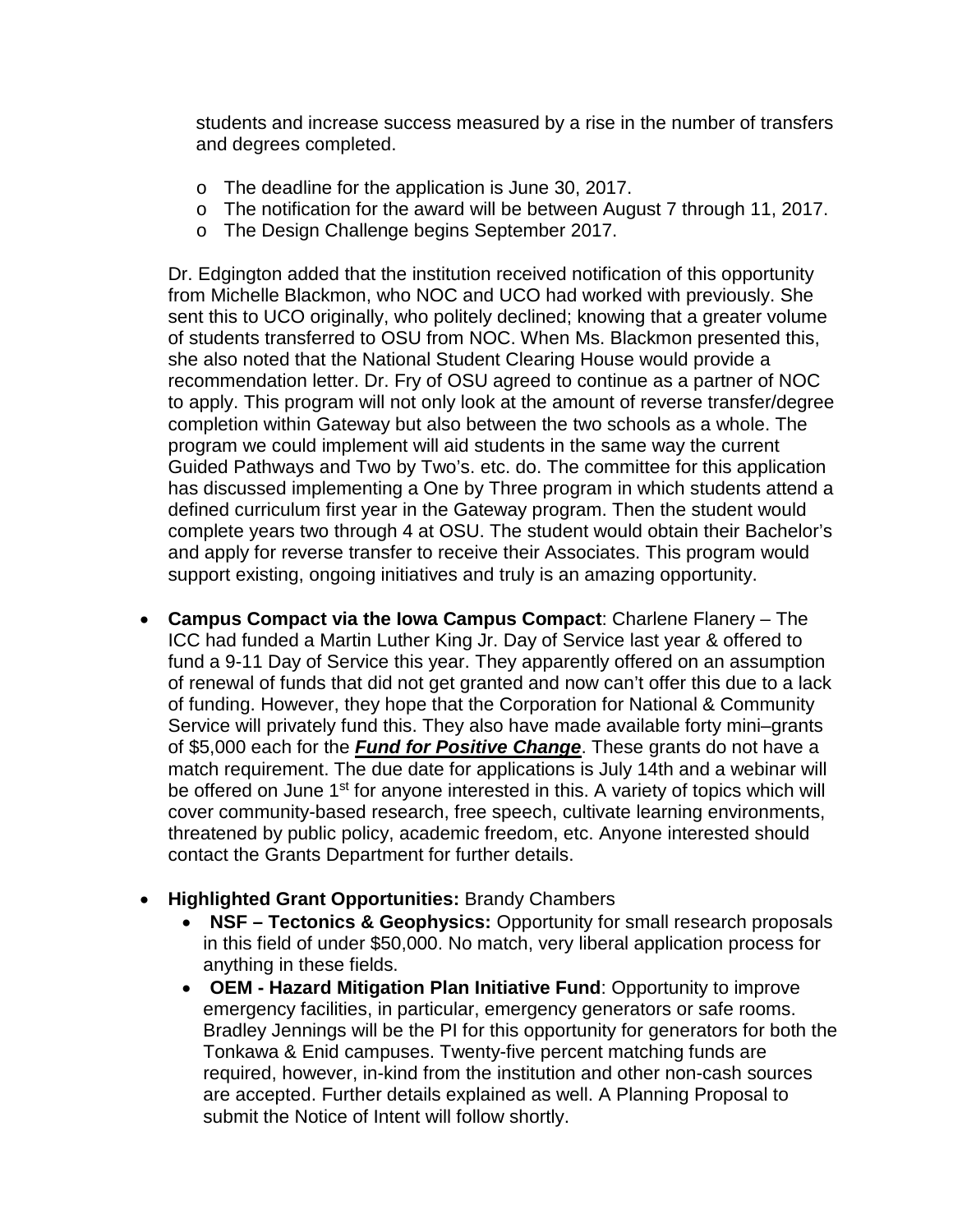students and increase success measured by a rise in the number of transfers and degrees completed.

- The deadline for the application is June 30, 2017.
- The notification for the award will be between August 7 through 11, 2017.
- The Design Challenge begins September 2017.

Dr. Edgington added that the institution received notification of this opportunity from Michelle Blackmon, who NOC and UCO had worked with previously. She sent this to UCO originally, who politely declined; knowing that a greater volume of students transferred to OSU from NOC. When Ms. Blackmon presented this, she also noted that the National Student Clearing House would provide a recommendation letter. Dr. Fry of OSU agreed to continue as a partner of NOC to apply. This program will not only look at the amount of reverse transfer/degree completion within Gateway but also between the two schools as a whole. The program we could implement will aid students in the same way the current Guided Pathways and Two by Two's. etc. do. The committee for this application has discussed implementing a One by Three program in which students attend a defined curriculum first year in the Gateway program. Then the student would complete years two through 4 at OSU. The student would obtain their Bachelor's and apply for reverse transfer to receive their Associates. This program would support existing, ongoing initiatives and truly is an amazing opportunity.

- **Campus Compact via the Iowa Campus Compact**: Charlene Flanery – The ICC had funded a Martin Luther King Jr. Day of Service last year & offered to fund a 9-11 Day of Service this year. They apparently offered on an assumption of renewal of funds that did not get granted and now can't offer this due to a lack of funding. However, they hope that the Corporation for National & Community Service will privately fund this. They also have made available forty mini–grants of $5,000 each for the ***<u>Fund for Positive Change</u>***. These grants do not have a match requirement. The due date for applications is July 14th and a webinar will be offered on June 1st for anyone interested in this. A variety of topics which will cover community-based research, free speech, cultivate learning environments, threatened by public policy, academic freedom, etc. Anyone interested should contact the Grants Department for further details.

- **Highlighted Grant Opportunities:** Brandy Chambers
  - **NSF – Tectonics & Geophysics:** Opportunity for small research proposals in this field of under $50,000. No match, very liberal application process for anything in these fields.
  - **OEM - Hazard Mitigation Plan Initiative Fund**: Opportunity to improve emergency facilities, in particular, emergency generators or safe rooms. Bradley Jennings will be the PI for this opportunity for generators for both the Tonkawa & Enid campuses. Twenty-five percent matching funds are required, however, in-kind from the institution and other non-cash sources are accepted. Further details explained as well. A Planning Proposal to submit the Notice of Intent will follow shortly.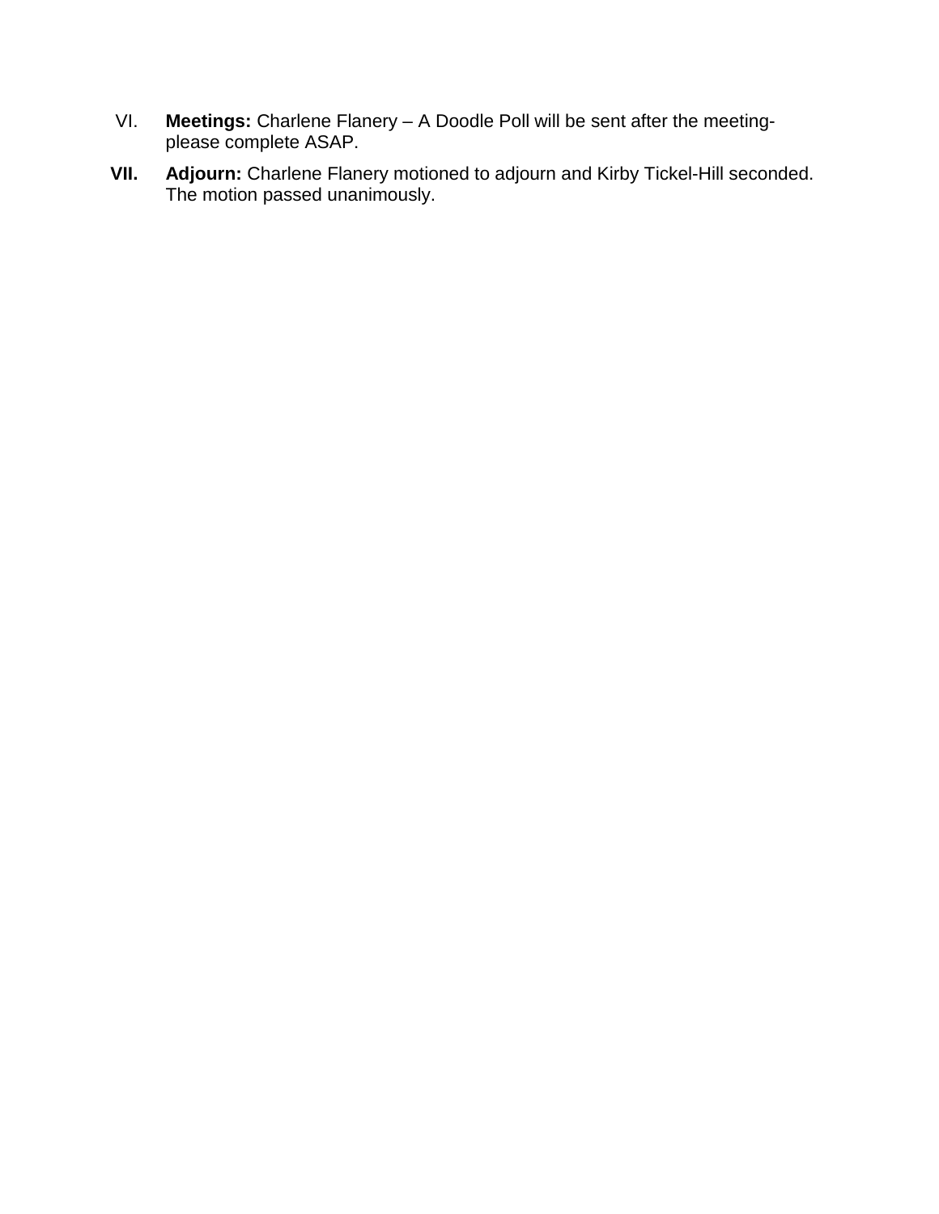VI. **Meetings:** Charlene Flanery – A Doodle Poll will be sent after the meeting- please complete ASAP.

**VII.** **Adjourn:** Charlene Flanery motioned to adjourn and Kirby Tickel-Hill seconded. The motion passed unanimously.